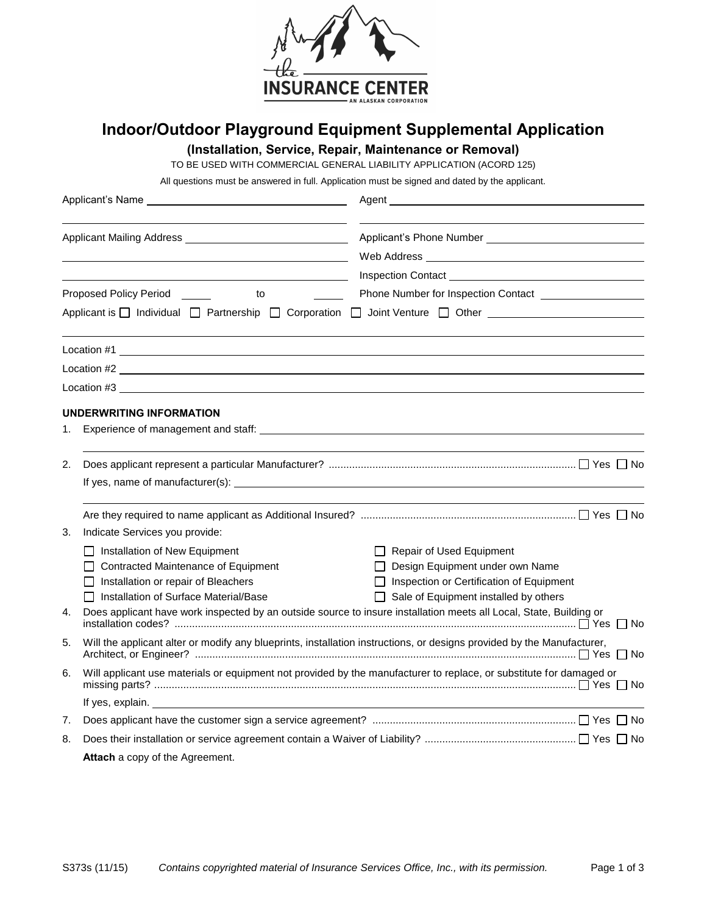# Indoor/Outdoor Playground Equipment Supplemental Application

### (Installation, Service, Repair, Maintenance or Removal)

TO BE USED WITH COMMERCIAL GENERAL LIABILITY APPLICATION (ACORD 125)

All questions must be answered in full. Application must be signed and dated by the applicant.

Applicant's Name ______________________ Agent ______________________

Applicant Mailing Address ______________________ Applicant's Phone Number ______________________

Web Address ______________________

Inspection Contact ______________________

Proposed Policy Period ______ to ______ Phone Number for Inspection Contact ______________________

Applicant is ☐ Individual ☐ Partnership ☐ Corporation ☐ Joint Venture ☐ Other ______________________

Location #1 ______________________

Location #2 ______________________

Location #3 ______________________

**UNDERWRITING INFORMATION**

1. Experience of management and staff: ______________________

2. Does applicant represent a particular Manufacturer? ☐ Yes ☐ No

   If yes, name of manufacturer(s): ______________________

   Are they required to name applicant as Additional Insured? ☐ Yes ☐ No

3. Indicate Services you provide:

   ☐ Installation of New Equipment
   ☐ Contracted Maintenance of Equipment
   ☐ Installation or repair of Bleachers
   ☐ Installation of Surface Material/Base
   ☐ Repair of Used Equipment
   ☐ Design Equipment under own Name
   ☐ Inspection or Certification of Equipment
   ☐ Sale of Equipment installed by others

4. Does applicant have work inspected by an outside source to insure installation meets all Local, State, Building or installation codes? ☐ Yes ☐ No

5. Will the applicant alter or modify any blueprints, installation instructions, or designs provided by the Manufacturer, Architect, or Engineer? ☐ Yes ☐ No

6. Will applicant use materials or equipment not provided by the manufacturer to replace, or substitute for damaged or missing parts? ☐ Yes ☐ No

   If yes, explain. ______________________

7. Does applicant have the customer sign a service agreement? ☐ Yes ☐ No

8. Does their installation or service agreement contain a Waiver of Liability? ☐ Yes ☐ No

   **Attach** a copy of the Agreement.

S373s (11/15) *Contains copyrighted material of Insurance Services Office, Inc., with its permission.*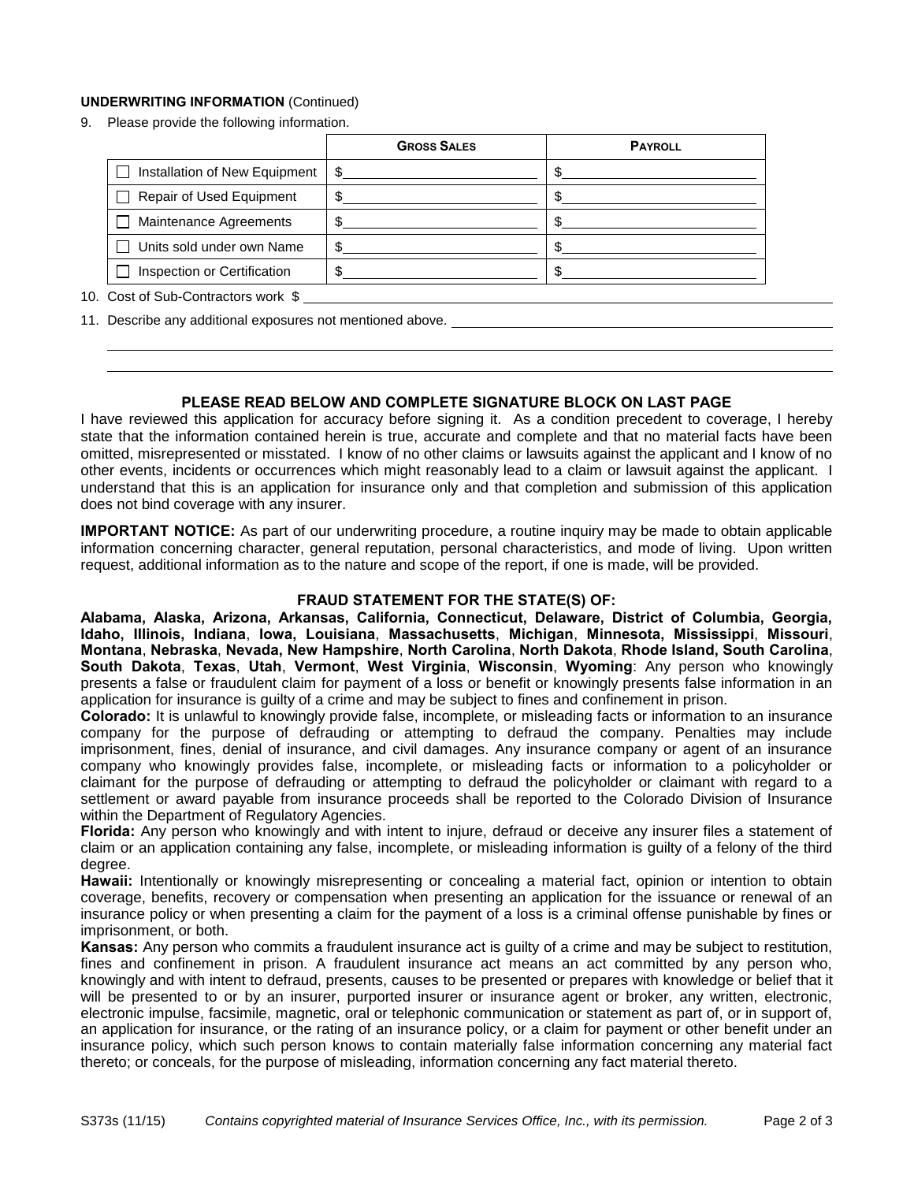**UNDERWRITING INFORMATION** (Continued)

9. Please provide the following information.

| | GROSS SALES | PAYROLL |
|---|---|---|
| ☐ Installation of New Equipment | $ | $ |
| ☐ Repair of Used Equipment | $ | $ |
| ☐ Maintenance Agreements | $ | $ |
| ☐ Units sold under own Name | $ | $ |
| ☐ Inspection or Certification | $ | $ |

10. Cost of Sub-Contractors work $ \_\_\_\_\_\_\_\_\_\_\_\_\_\_\_\_\_\_\_\_

11. Describe any additional exposures not mentioned above. \_\_\_\_\_\_\_\_\_\_\_\_\_\_\_\_\_\_\_\_

**PLEASE READ BELOW AND COMPLETE SIGNATURE BLOCK ON LAST PAGE**

I have reviewed this application for accuracy before signing it. As a condition precedent to coverage, I hereby state that the information contained herein is true, accurate and complete and that no material facts have been omitted, misrepresented or misstated. I know of no other claims or lawsuits against the applicant and I know of no other events, incidents or occurrences which might reasonably lead to a claim or lawsuit against the applicant. I understand that this is an application for insurance only and that completion and submission of this application does not bind coverage with any insurer.

**IMPORTANT NOTICE:** As part of our underwriting procedure, a routine inquiry may be made to obtain applicable information concerning character, general reputation, personal characteristics, and mode of living. Upon written request, additional information as to the nature and scope of the report, if one is made, will be provided.

**FRAUD STATEMENT FOR THE STATE(S) OF:**

**Alabama, Alaska, Arizona, Arkansas, California, Connecticut, Delaware, District of Columbia, Georgia, Idaho, Illinois, Indiana**, **Iowa, Louisiana**, **Massachusetts**, **Michigan**, **Minnesota, Mississippi**, **Missouri**, **Montana**, **Nebraska**, **Nevada, New Hampshire**, **North Carolina**, **North Dakota**, **Rhode Island, South Carolina**, **South Dakota**, **Texas**, **Utah**, **Vermont**, **West Virginia**, **Wisconsin**, **Wyoming**: Any person who knowingly presents a false or fraudulent claim for payment of a loss or benefit or knowingly presents false information in an application for insurance is guilty of a crime and may be subject to fines and confinement in prison.

**Colorado:** It is unlawful to knowingly provide false, incomplete, or misleading facts or information to an insurance company for the purpose of defrauding or attempting to defraud the company. Penalties may include imprisonment, fines, denial of insurance, and civil damages. Any insurance company or agent of an insurance company who knowingly provides false, incomplete, or misleading facts or information to a policyholder or claimant for the purpose of defrauding or attempting to defraud the policyholder or claimant with regard to a settlement or award payable from insurance proceeds shall be reported to the Colorado Division of Insurance within the Department of Regulatory Agencies.

**Florida:** Any person who knowingly and with intent to injure, defraud or deceive any insurer files a statement of claim or an application containing any false, incomplete, or misleading information is guilty of a felony of the third degree.

**Hawaii:** Intentionally or knowingly misrepresenting or concealing a material fact, opinion or intention to obtain coverage, benefits, recovery or compensation when presenting an application for the issuance or renewal of an insurance policy or when presenting a claim for the payment of a loss is a criminal offense punishable by fines or imprisonment, or both.

**Kansas:** Any person who commits a fraudulent insurance act is guilty of a crime and may be subject to restitution, fines and confinement in prison. A fraudulent insurance act means an act committed by any person who, knowingly and with intent to defraud, presents, causes to be presented or prepares with knowledge or belief that it will be presented to or by an insurer, purported insurer or insurance agent or broker, any written, electronic, electronic impulse, facsimile, magnetic, oral or telephonic communication or statement as part of, or in support of, an application for insurance, or the rating of an insurance policy, or a claim for payment or other benefit under an insurance policy, which such person knows to contain materially false information concerning any material fact thereto; or conceals, for the purpose of misleading, information concerning any fact material thereto.

S373s (11/15) *Contains copyrighted material of Insurance Services Office, Inc., with its permission.*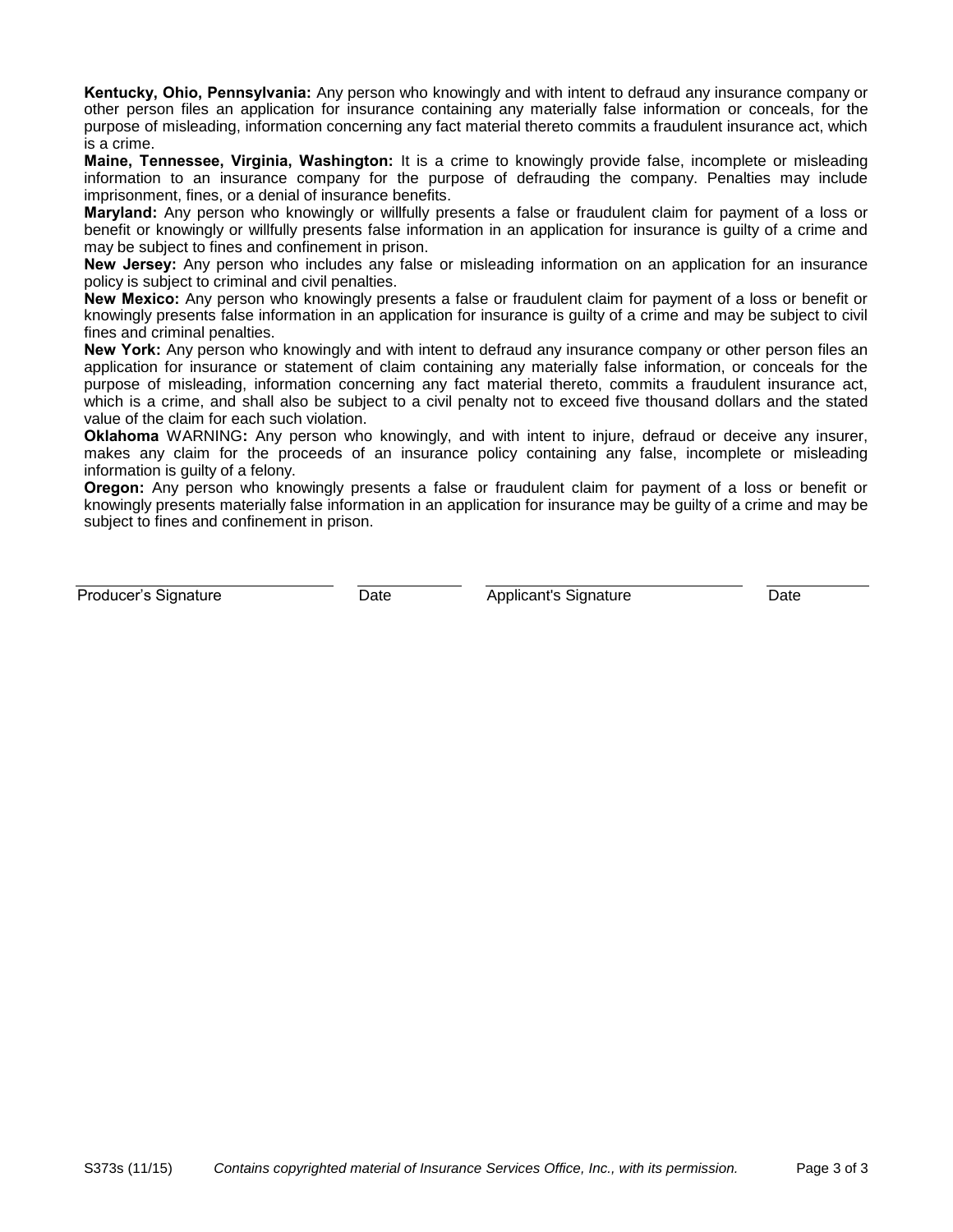**Kentucky, Ohio, Pennsylvania:** Any person who knowingly and with intent to defraud any insurance company or other person files an application for insurance containing any materially false information or conceals, for the purpose of misleading, information concerning any fact material thereto commits a fraudulent insurance act, which is a crime.

**Maine, Tennessee, Virginia, Washington:** It is a crime to knowingly provide false, incomplete or misleading information to an insurance company for the purpose of defrauding the company. Penalties may include imprisonment, fines, or a denial of insurance benefits.

**Maryland:** Any person who knowingly or willfully presents a false or fraudulent claim for payment of a loss or benefit or knowingly or willfully presents false information in an application for insurance is guilty of a crime and may be subject to fines and confinement in prison.

**New Jersey:** Any person who includes any false or misleading information on an application for an insurance policy is subject to criminal and civil penalties.

**New Mexico:** Any person who knowingly presents a false or fraudulent claim for payment of a loss or benefit or knowingly presents false information in an application for insurance is guilty of a crime and may be subject to civil fines and criminal penalties.

**New York:** Any person who knowingly and with intent to defraud any insurance company or other person files an application for insurance or statement of claim containing any materially false information, or conceals for the purpose of misleading, information concerning any fact material thereto, commits a fraudulent insurance act, which is a crime, and shall also be subject to a civil penalty not to exceed five thousand dollars and the stated value of the claim for each such violation.

**Oklahoma** WARNING**:** Any person who knowingly, and with intent to injure, defraud or deceive any insurer, makes any claim for the proceeds of an insurance policy containing any false, incomplete or misleading information is guilty of a felony.

**Oregon:** Any person who knowingly presents a false or fraudulent claim for payment of a loss or benefit or knowingly presents materially false information in an application for insurance may be guilty of a crime and may be subject to fines and confinement in prison.

| | | | |
|---|---|---|---|
| Producer's Signature | Date | Applicant's Signature | Date |

S373s (11/15) *Contains copyrighted material of Insurance Services Office, Inc., with its permission.*